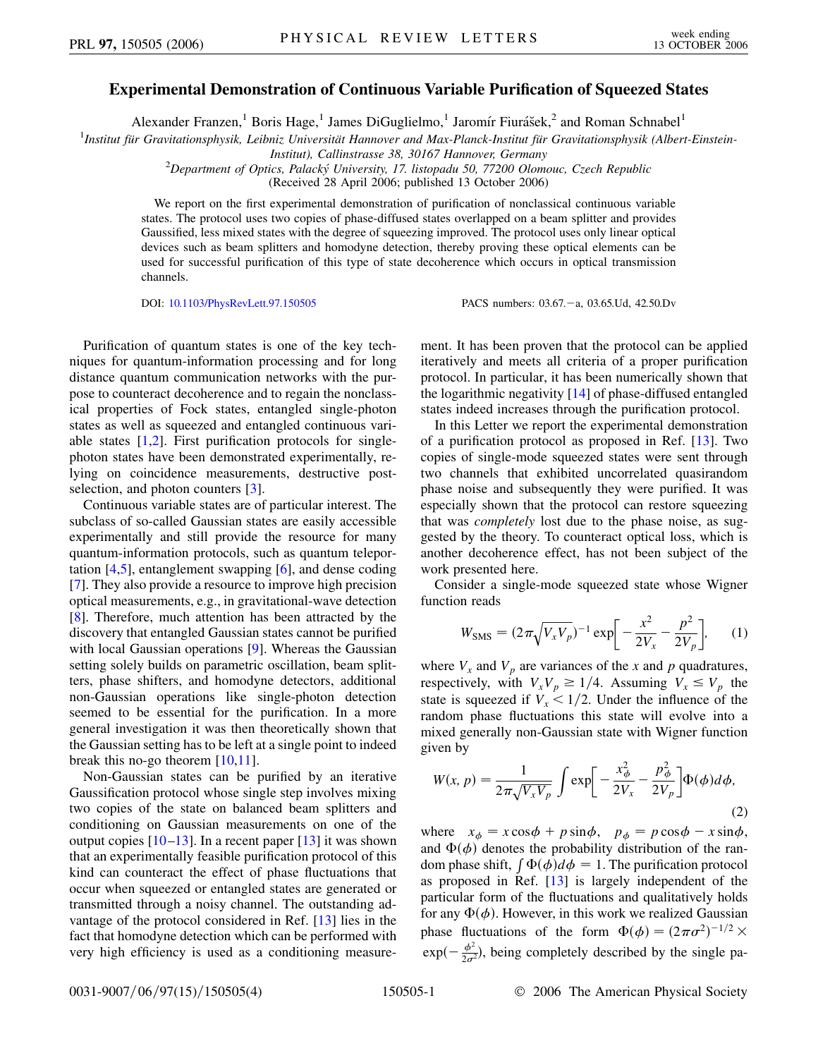# Experimental Demonstration of Continuous Variable Purification of Squeezed States

Alexander Franzen,[1] Boris Hage,[1] James DiGuglielmo,[1] Jaromír Fiurášek,[2] and Roman Schnabel[1]

[1]*Institut für Gravitationsphysik, Leibniz Universität Hannover and Max-Planck-Institut für Gravitationsphysik (Albert-Einstein-Institut), Callinstrasse 38, 30167 Hannover, Germany*

[2]*Department of Optics, Palacký University, 17. listopadu 50, 77200 Olomouc, Czech Republic*

(Received 28 April 2006; published 13 October 2006)

We report on the first experimental demonstration of purification of nonclassical continuous variable states. The protocol uses two copies of phase-diffused states overlapped on a beam splitter and provides Gaussified, less mixed states with the degree of squeezing improved. The protocol uses only linear optical devices such as beam splitters and homodyne detection, thereby proving these optical elements can be used for successful purification of this type of state decoherence which occurs in optical transmission channels.

DOI: 10.1103/PhysRevLett.97.150505 PACS numbers: 03.67.−a, 03.65.Ud, 42.50.Dv

Purification of quantum states is one of the key techniques for quantum-information processing and for long distance quantum communication networks with the purpose to counteract decoherence and to regain the nonclassical properties of Fock states, entangled single-photon states as well as squeezed and entangled continuous variable states [1,2]. First purification protocols for single-photon states have been demonstrated experimentally, relying on coincidence measurements, destructive post-selection, and photon counters [3].

Continuous variable states are of particular interest. The subclass of so-called Gaussian states are easily accessible experimentally and still provide the resource for many quantum-information protocols, such as quantum teleportation [4,5], entanglement swapping [6], and dense coding [7]. They also provide a resource to improve high precision optical measurements, e.g., in gravitational-wave detection [8]. Therefore, much attention has been attracted by the discovery that entangled Gaussian states cannot be purified with local Gaussian operations [9]. Whereas the Gaussian setting solely builds on parametric oscillation, beam splitters, phase shifters, and homodyne detectors, additional non-Gaussian operations like single-photon detection seemed to be essential for the purification. In a more general investigation it was then theoretically shown that the Gaussian setting has to be left at a single point to indeed break this no-go theorem [10,11].

Non-Gaussian states can be purified by an iterative Gaussification protocol whose single step involves mixing two copies of the state on balanced beam splitters and conditioning on Gaussian measurements on one of the output copies [10–13]. In a recent paper [13] it was shown that an experimentally feasible purification protocol of this kind can counteract the effect of phase fluctuations that occur when squeezed or entangled states are generated or transmitted through a noisy channel. The outstanding advantage of the protocol considered in Ref. [13] lies in the fact that homodyne detection which can be performed with very high efficiency is used as a conditioning measurement. It has been proven that the protocol can be applied iteratively and meets all criteria of a proper purification protocol. In particular, it has been numerically shown that the logarithmic negativity [14] of phase-diffused entangled states indeed increases through the purification protocol.

In this Letter we report the experimental demonstration of a purification protocol as proposed in Ref. [13]. Two copies of single-mode squeezed states were sent through two channels that exhibited uncorrelated quasirandom phase noise and subsequently they were purified. It was especially shown that the protocol can restore squeezing that was *completely* lost due to the phase noise, as suggested by the theory. To counteract optical loss, which is another decoherence effect, has not been subject of the work presented here.

Consider a single-mode squeezed state whose Wigner function reads

$$W_{\mathrm{SMS}} = (2\pi\sqrt{V_x V_p})^{-1} \exp\left[-\frac{x^2}{2V_x} - \frac{p^2}{2V_p}\right], \tag{1}$$

where $V_x$ and $V_p$ are variances of the $x$ and $p$ quadratures, respectively, with $V_x V_p \geq 1/4$. Assuming $V_x \leq V_p$ the state is squeezed if $V_x < 1/2$. Under the influence of the random phase fluctuations this state will evolve into a mixed generally non-Gaussian state with Wigner function given by

$$W(x, p) = \frac{1}{2\pi\sqrt{V_x V_p}} \int \exp\left[-\frac{x_\phi^2}{2V_x} - \frac{p_\phi^2}{2V_p}\right]\Phi(\phi)d\phi, \tag{2}$$

where $x_\phi = x\cos\phi + p\sin\phi$, $p_\phi = p\cos\phi - x\sin\phi$, and $\Phi(\phi)$ denotes the probability distribution of the random phase shift, $\int \Phi(\phi)d\phi = 1$. The purification protocol as proposed in Ref. [13] is largely independent of the particular form of the fluctuations and qualitatively holds for any $\Phi(\phi)$. However, in this work we realized Gaussian phase fluctuations of the form $\Phi(\phi) = (2\pi\sigma^2)^{-1/2} \times \exp(-\frac{\phi^2}{2\sigma^2})$, being completely described by the single pa-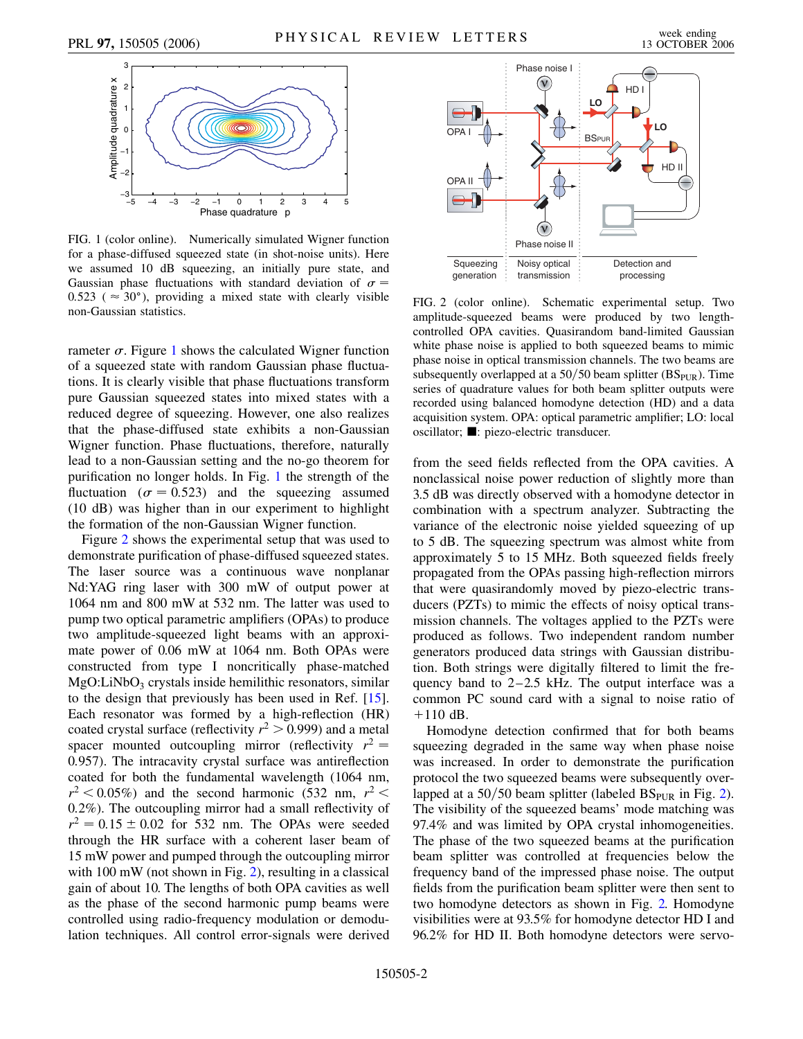FIG. 1 (color online). Numerically simulated Wigner function for a phase-diffused squeezed state (in shot-noise units). Here we assumed 10 dB squeezing, an initially pure state, and Gaussian phase fluctuations with standard deviation of $\sigma = 0.523$ ($\approx 30°$), providing a mixed state with clearly visible non-Gaussian statistics.

rameter $\sigma$. Figure 1 shows the calculated Wigner function of a squeezed state with random Gaussian phase fluctuations. It is clearly visible that phase fluctuations transform pure Gaussian squeezed states into mixed states with a reduced degree of squeezing. However, one also realizes that the phase-diffused state exhibits a non-Gaussian Wigner function. Phase fluctuations, therefore, naturally lead to a non-Gaussian setting and the no-go theorem for purification no longer holds. In Fig. 1 the strength of the fluctuation ($\sigma = 0.523$) and the squeezing assumed (10 dB) was higher than in our experiment to highlight the formation of the non-Gaussian Wigner function.

Figure 2 shows the experimental setup that was used to demonstrate purification of phase-diffused squeezed states. The laser source was a continuous wave nonplanar Nd:YAG ring laser with 300 mW of output power at 1064 nm and 800 mW at 532 nm. The latter was used to pump two optical parametric amplifiers (OPAs) to produce two amplitude-squeezed light beams with an approximate power of 0.06 mW at 1064 nm. Both OPAs were constructed from type I noncritically phase-matched $MgO{:}LiNbO_3$ crystals inside hemilithic resonators, similar to the design that previously has been used in Ref. [15]. Each resonator was formed by a high-reflection (HR) coated crystal surface (reflectivity $r^2 > 0.999$) and a metal spacer mounted outcoupling mirror (reflectivity $r^2 = 0.957$). The intracavity crystal surface was antireflection coated for both the fundamental wavelength (1064 nm, $r^2 < 0.05\%$) and the second harmonic (532 nm, $r^2 < 0.2\%$). The outcoupling mirror had a small reflectivity of $r^2 = 0.15 \pm 0.02$ for 532 nm. The OPAs were seeded through the HR surface with a coherent laser beam of 15 mW power and pumped through the outcoupling mirror with 100 mW (not shown in Fig. 2), resulting in a classical gain of about 10. The lengths of both OPA cavities as well as the phase of the second harmonic pump beams were controlled using radio-frequency modulation or demodulation techniques. All control error-signals were derived from the seed fields reflected from the OPA cavities. A nonclassical noise power reduction of slightly more than 3.5 dB was directly observed with a homodyne detector in combination with a spectrum analyzer. Subtracting the variance of the electronic noise yielded squeezing of up to 5 dB. The squeezing spectrum was almost white from approximately 5 to 15 MHz. Both squeezed fields freely propagated from the OPAs passing high-reflection mirrors that were quasirandomly moved by piezo-electric transducers (PZTs) to mimic the effects of noisy optical transmission channels. The voltages applied to the PZTs were produced as follows. Two independent random number generators produced data strings with Gaussian distribution. Both strings were digitally filtered to limit the frequency band to 2–2.5 kHz. The output interface was a common PC sound card with a signal to noise ratio of +110 dB.

FIG. 2 (color online). Schematic experimental setup. Two amplitude-squeezed beams were produced by two length-controlled OPA cavities. Quasirandom band-limited Gaussian white phase noise is applied to both squeezed beams to mimic phase noise in optical transmission channels. The two beams are subsequently overlapped at a 50/50 beam splitter ($BS_{PUR}$). Time series of quadrature values for both beam splitter outputs were recorded using balanced homodyne detection (HD) and a data acquisition system. OPA: optical parametric amplifier; LO: local oscillator; ■: piezo-electric transducer.

Homodyne detection confirmed that for both beams squeezing degraded in the same way when phase noise was increased. In order to demonstrate the purification protocol the two squeezed beams were subsequently overlapped at a 50/50 beam splitter (labeled $BS_{PUR}$ in Fig. 2). The visibility of the squeezed beams' mode matching was 97.4% and was limited by OPA crystal inhomogeneities. The phase of the two squeezed beams at the purification beam splitter was controlled at frequencies below the frequency band of the impressed phase noise. The output fields from the purification beam splitter were then sent to two homodyne detectors as shown in Fig. 2. Homodyne visibilities were at 93.5% for homodyne detector HD I and 96.2% for HD II. Both homodyne detectors were servo-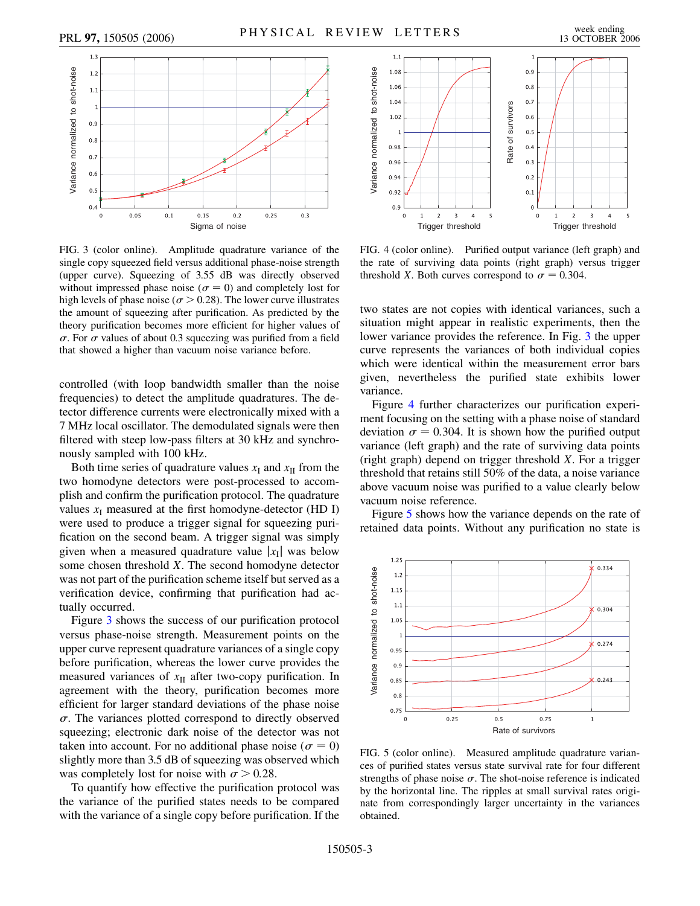FIG. 3 (color online). Amplitude quadrature variance of the single copy squeezed field versus additional phase-noise strength (upper curve). Squeezing of 3.55 dB was directly observed without impressed phase noise ($\sigma = 0$) and completely lost for high levels of phase noise ($\sigma > 0.28$). The lower curve illustrates the amount of squeezing after purification. As predicted by the theory purification becomes more efficient for higher values of $\sigma$. For $\sigma$ values of about 0.3 squeezing was purified from a field that showed a higher than vacuum noise variance before.

controlled (with loop bandwidth smaller than the noise frequencies) to detect the amplitude quadratures. The detector difference currents were electronically mixed with a 7 MHz local oscillator. The demodulated signals were then filtered with steep low-pass filters at 30 kHz and synchronously sampled with 100 kHz.

Both time series of quadrature values $x_{\rm I}$ and $x_{\rm II}$ from the two homodyne detectors were post-processed to accomplish and confirm the purification protocol. The quadrature values $x_{\rm I}$ measured at the first homodyne-detector (HD I) were used to produce a trigger signal for squeezing purification on the second beam. A trigger signal was simply given when a measured quadrature value $|x_{\rm I}|$ was below some chosen threshold $X$. The second homodyne detector was not part of the purification scheme itself but served as a verification device, confirming that purification had actually occurred.

Figure 3 shows the success of our purification protocol versus phase-noise strength. Measurement points on the upper curve represent quadrature variances of a single copy before purification, whereas the lower curve provides the measured variances of $x_{\rm II}$ after two-copy purification. In agreement with the theory, purification becomes more efficient for larger standard deviations of the phase noise $\sigma$. The variances plotted correspond to directly observed squeezing; electronic dark noise of the detector was not taken into account. For no additional phase noise ($\sigma = 0$) slightly more than 3.5 dB of squeezing was observed which was completely lost for noise with $\sigma > 0.28$.

To quantify how effective the purification protocol was the variance of the purified states needs to be compared with the variance of a single copy before purification. If the

FIG. 4 (color online). Purified output variance (left graph) and the rate of surviving data points (right graph) versus trigger threshold $X$. Both curves correspond to $\sigma = 0.304$.

two states are not copies with identical variances, such a situation might appear in realistic experiments, then the lower variance provides the reference. In Fig. 3 the upper curve represents the variances of both individual copies which were identical within the measurement error bars given, nevertheless the purified state exhibits lower variance.

Figure 4 further characterizes our purification experiment focusing on the setting with a phase noise of standard deviation $\sigma = 0.304$. It is shown how the purified output variance (left graph) and the rate of surviving data points (right graph) depend on trigger threshold $X$. For a trigger threshold that retains still 50% of the data, a noise variance above vacuum noise was purified to a value clearly below vacuum noise reference.

Figure 5 shows how the variance depends on the rate of retained data points. Without any purification no state is

FIG. 5 (color online). Measured amplitude quadrature variances of purified states versus state survival rate for four different strengths of phase noise $\sigma$. The shot-noise reference is indicated by the horizontal line. The ripples at small survival rates originate from correspondingly larger uncertainty in the variances obtained.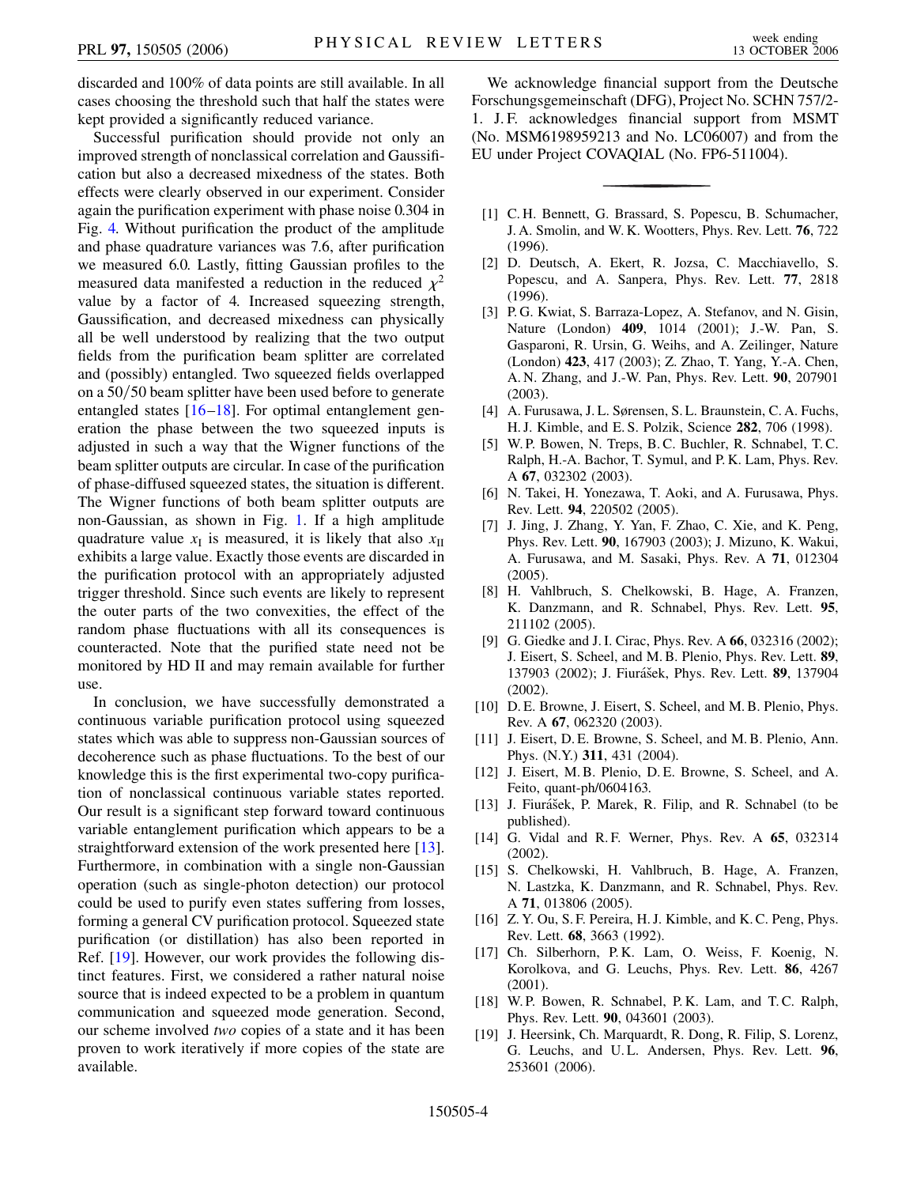discarded and 100% of data points are still available. In all cases choosing the threshold such that half the states were kept provided a significantly reduced variance.

Successful purification should provide not only an improved strength of nonclassical correlation and Gaussification but also a decreased mixedness of the states. Both effects were clearly observed in our experiment. Consider again the purification experiment with phase noise 0.304 in Fig. 4. Without purification the product of the amplitude and phase quadrature variances was 7.6, after purification we measured 6.0. Lastly, fitting Gaussian profiles to the measured data manifested a reduction in the reduced $\chi^2$ value by a factor of 4. Increased squeezing strength, Gaussification, and decreased mixedness can physically all be well understood by realizing that the two output fields from the purification beam splitter are correlated and (possibly) entangled. Two squeezed fields overlapped on a 50/50 beam splitter have been used before to generate entangled states [16–18]. For optimal entanglement generation the phase between the two squeezed inputs is adjusted in such a way that the Wigner functions of the beam splitter outputs are circular. In case of the purification of phase-diffused squeezed states, the situation is different. The Wigner functions of both beam splitter outputs are non-Gaussian, as shown in Fig. 1. If a high amplitude quadrature value $x_{\mathrm{I}}$ is measured, it is likely that also $x_{\mathrm{II}}$ exhibits a large value. Exactly those events are discarded in the purification protocol with an appropriately adjusted trigger threshold. Since such events are likely to represent the outer parts of the two convexities, the effect of the random phase fluctuations with all its consequences is counteracted. Note that the purified state need not be monitored by HD II and may remain available for further use.

In conclusion, we have successfully demonstrated a continuous variable purification protocol using squeezed states which was able to suppress non-Gaussian sources of decoherence such as phase fluctuations. To the best of our knowledge this is the first experimental two-copy purification of nonclassical continuous variable states reported. Our result is a significant step forward toward continuous variable entanglement purification which appears to be a straightforward extension of the work presented here [13]. Furthermore, in combination with a single non-Gaussian operation (such as single-photon detection) our protocol could be used to purify even states suffering from losses, forming a general CV purification protocol. Squeezed state purification (or distillation) has also been reported in Ref. [19]. However, our work provides the following distinct features. First, we considered a rather natural noise source that is indeed expected to be a problem in quantum communication and squeezed mode generation. Second, our scheme involved *two* copies of a state and it has been proven to work iteratively if more copies of the state are available.

We acknowledge financial support from the Deutsche Forschungsgemeinschaft (DFG), Project No. SCHN 757/2-1. J. F. acknowledges financial support from MSMT (No. MSM6198959213 and No. LC06007) and from the EU under Project COVAQIAL (No. FP6-511004).

[1] C. H. Bennett, G. Brassard, S. Popescu, B. Schumacher, J. A. Smolin, and W. K. Wootters, Phys. Rev. Lett. **76**, 722 (1996).

[2] D. Deutsch, A. Ekert, R. Jozsa, C. Macchiavello, S. Popescu, and A. Sanpera, Phys. Rev. Lett. **77**, 2818 (1996).

[3] P. G. Kwiat, S. Barraza-Lopez, A. Stefanov, and N. Gisin, Nature (London) **409**, 1014 (2001); J.-W. Pan, S. Gasparoni, R. Ursin, G. Weihs, and A. Zeilinger, Nature (London) **423**, 417 (2003); Z. Zhao, T. Yang, Y.-A. Chen, A. N. Zhang, and J.-W. Pan, Phys. Rev. Lett. **90**, 207901 (2003).

[4] A. Furusawa, J. L. Sørensen, S. L. Braunstein, C. A. Fuchs, H. J. Kimble, and E. S. Polzik, Science **282**, 706 (1998).

[5] W. P. Bowen, N. Treps, B. C. Buchler, R. Schnabel, T. C. Ralph, H.-A. Bachor, T. Symul, and P. K. Lam, Phys. Rev. A **67**, 032302 (2003).

[6] N. Takei, H. Yonezawa, T. Aoki, and A. Furusawa, Phys. Rev. Lett. **94**, 220502 (2005).

[7] J. Jing, J. Zhang, Y. Yan, F. Zhao, C. Xie, and K. Peng, Phys. Rev. Lett. **90**, 167903 (2003); J. Mizuno, K. Wakui, A. Furusawa, and M. Sasaki, Phys. Rev. A **71**, 012304 (2005).

[8] H. Vahlbruch, S. Chelkowski, B. Hage, A. Franzen, K. Danzmann, and R. Schnabel, Phys. Rev. Lett. **95**, 211102 (2005).

[9] G. Giedke and J. I. Cirac, Phys. Rev. A **66**, 032316 (2002); J. Eisert, S. Scheel, and M. B. Plenio, Phys. Rev. Lett. **89**, 137903 (2002); J. Fiurášek, Phys. Rev. Lett. **89**, 137904 (2002).

[10] D. E. Browne, J. Eisert, S. Scheel, and M. B. Plenio, Phys. Rev. A **67**, 062320 (2003).

[11] J. Eisert, D. E. Browne, S. Scheel, and M. B. Plenio, Ann. Phys. (N.Y.) **311**, 431 (2004).

[12] J. Eisert, M. B. Plenio, D. E. Browne, S. Scheel, and A. Feito, quant-ph/0604163.

[13] J. Fiurášek, P. Marek, R. Filip, and R. Schnabel (to be published).

[14] G. Vidal and R. F. Werner, Phys. Rev. A **65**, 032314 (2002).

[15] S. Chelkowski, H. Vahlbruch, B. Hage, A. Franzen, N. Lastzka, K. Danzmann, and R. Schnabel, Phys. Rev. A **71**, 013806 (2005).

[16] Z. Y. Ou, S. F. Pereira, H. J. Kimble, and K. C. Peng, Phys. Rev. Lett. **68**, 3663 (1992).

[17] Ch. Silberhorn, P. K. Lam, O. Weiss, F. Koenig, N. Korolkova, and G. Leuchs, Phys. Rev. Lett. **86**, 4267 (2001).

[18] W. P. Bowen, R. Schnabel, P. K. Lam, and T. C. Ralph, Phys. Rev. Lett. **90**, 043601 (2003).

[19] J. Heersink, Ch. Marquardt, R. Dong, R. Filip, S. Lorenz, G. Leuchs, and U. L. Andersen, Phys. Rev. Lett. **96**, 253601 (2006).